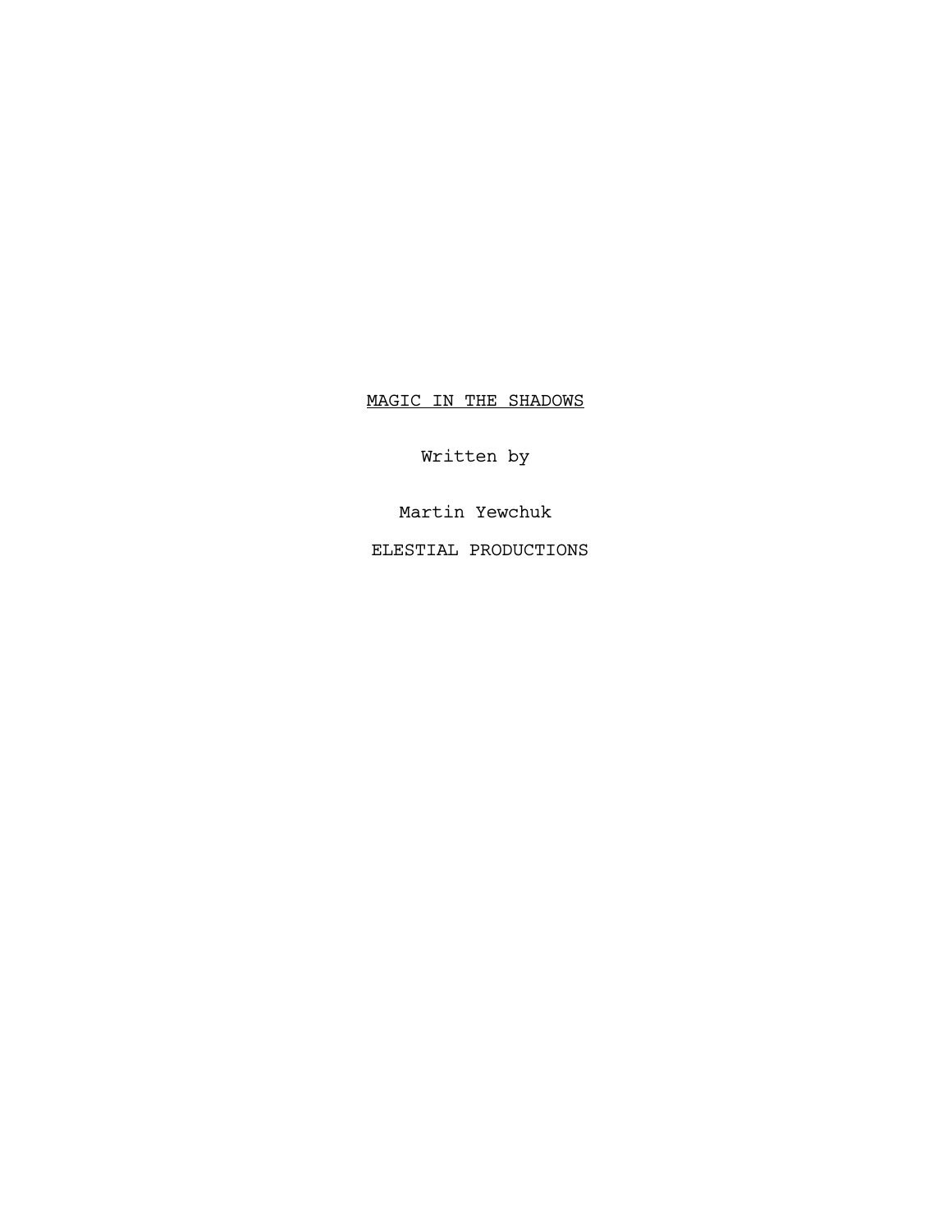# MAGIC IN THE SHADOWS

Written by

Martin Yewchuk

ELESTIAL PRODUCTIONS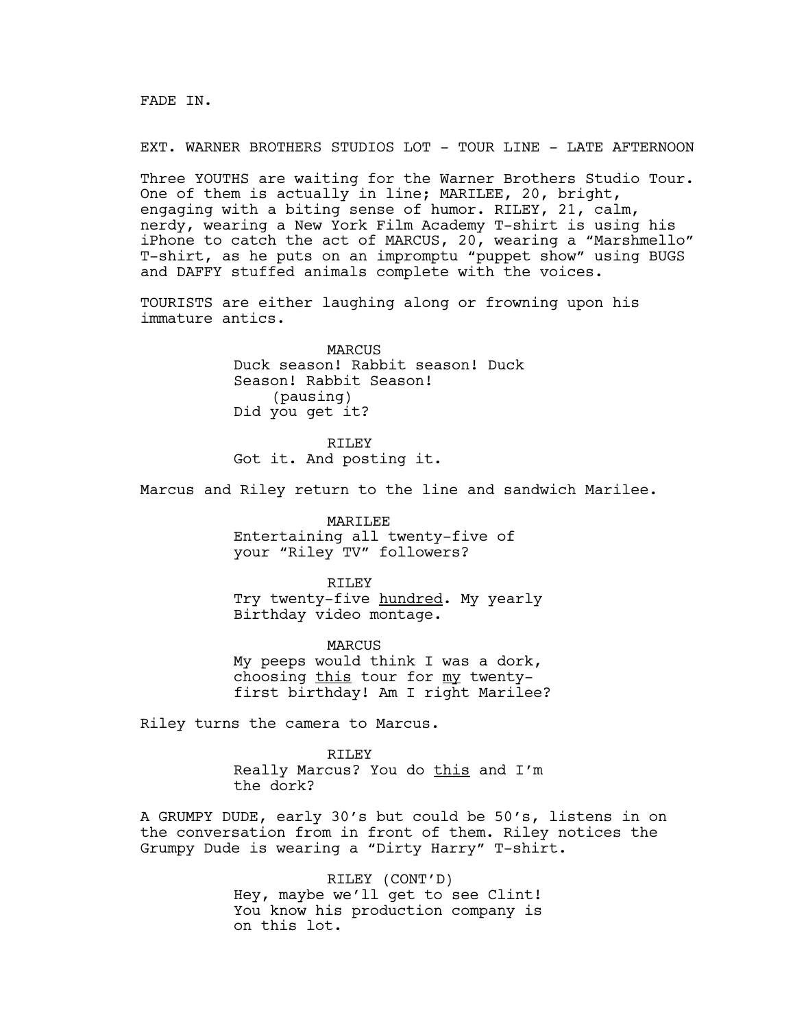FADE IN.

EXT. WARNER BROTHERS STUDIOS LOT - TOUR LINE - LATE AFTERNOON

Three YOUTHS are waiting for the Warner Brothers Studio Tour. One of them is actually in line; MARILEE, 20, bright, engaging with a biting sense of humor. RILEY, 21, calm, nerdy, wearing a New York Film Academy T-shirt is using his iPhone to catch the act of MARCUS, 20, wearing a "Marshmello" T-shirt, as he puts on an impromptu "puppet show" using BUGS and DAFFY stuffed animals complete with the voices.

TOURISTS are either laughing along or frowning upon his immature antics.

MARCUS
Duck season! Rabbit season! Duck Season! Rabbit Season!
(pausing)
Did you get it?

RILEY
Got it. And posting it.

Marcus and Riley return to the line and sandwich Marilee.

MARILEE
Entertaining all twenty-five of your "Riley TV" followers?

RILEY
Try twenty-five <u>hundred</u>. My yearly Birthday video montage.

MARCUS
My peeps would think I was a dork, choosing <u>this</u> tour for <u>my</u> twenty-first birthday! Am I right Marilee?

Riley turns the camera to Marcus.

RILEY
Really Marcus? You do <u>this</u> and I'm the dork?

A GRUMPY DUDE, early 30's but could be 50's, listens in on the conversation from in front of them. Riley notices the Grumpy Dude is wearing a "Dirty Harry" T-shirt.

RILEY (CONT'D)
Hey, maybe we'll get to see Clint! You know his production company is on this lot.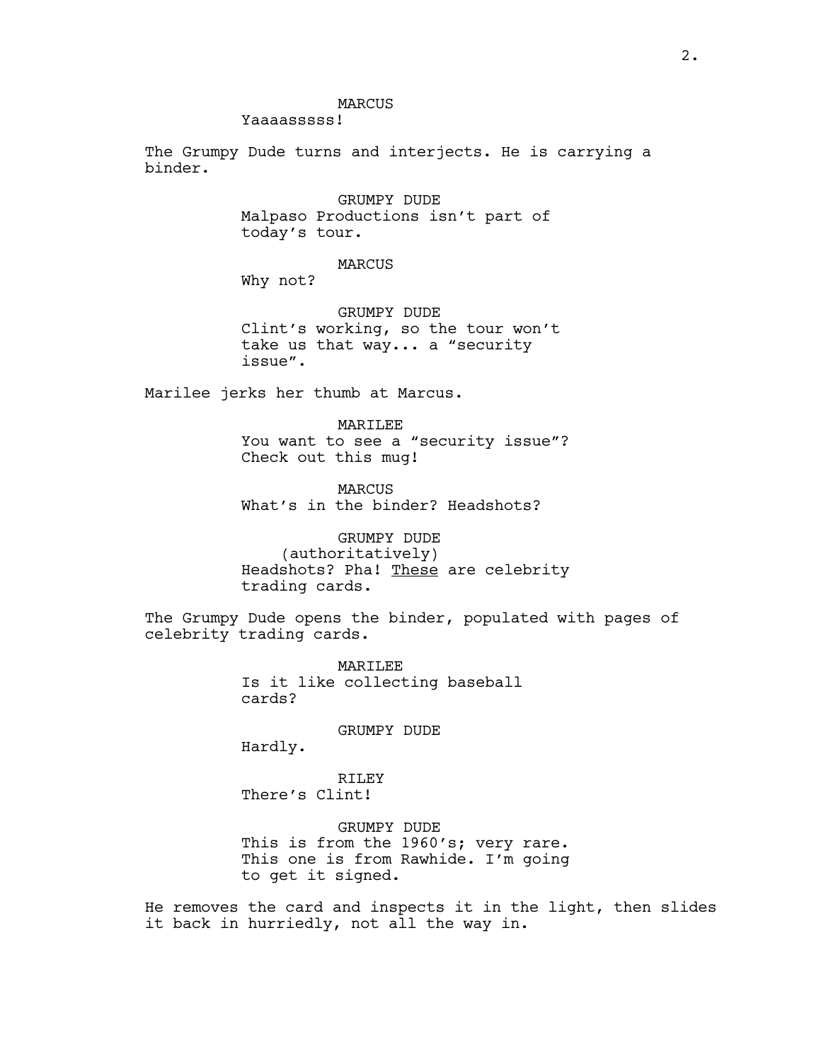MARCUS

Yaaaasssss!

The Grumpy Dude turns and interjects. He is carrying a binder.

GRUMPY DUDE

Malpaso Productions isn't part of today's tour.

MARCUS

Why not?

GRUMPY DUDE

Clint's working, so the tour won't take us that way... a "security issue".

Marilee jerks her thumb at Marcus.

MARILEE

You want to see a "security issue"? Check out this mug!

MARCUS

What's in the binder? Headshots?

GRUMPY DUDE

(authoritatively)

Headshots? Pha! <u>These</u> are celebrity trading cards.

The Grumpy Dude opens the binder, populated with pages of celebrity trading cards.

MARILEE

Is it like collecting baseball cards?

GRUMPY DUDE

Hardly.

RILEY

There's Clint!

GRUMPY DUDE

This is from the 1960's; very rare. This one is from Rawhide. I'm going to get it signed.

He removes the card and inspects it in the light, then slides it back in hurriedly, not all the way in.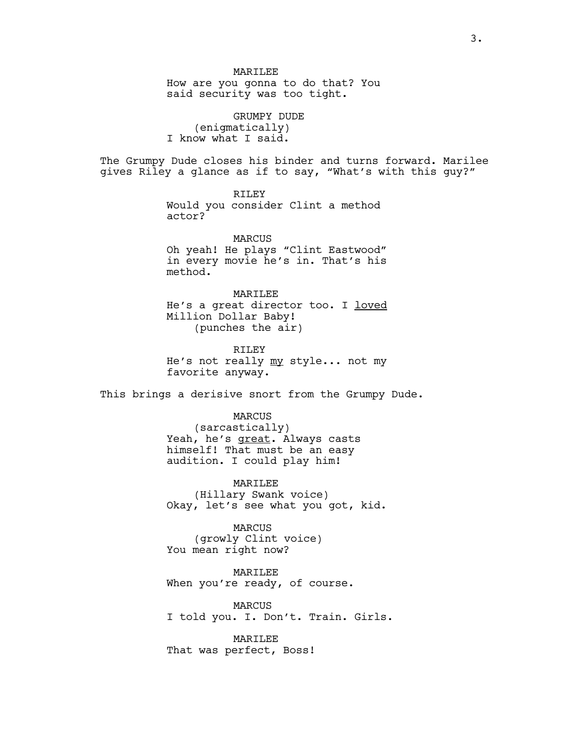MARILEE
How are you gonna to do that? You said security was too tight.

GRUMPY DUDE
(enigmatically)
I know what I said.

The Grumpy Dude closes his binder and turns forward. Marilee gives Riley a glance as if to say, "What's with this guy?"

RILEY
Would you consider Clint a method actor?

MARCUS
Oh yeah! He plays "Clint Eastwood" in every movie he's in. That's his method.

MARILEE
He's a great director too. I <u>loved</u> Million Dollar Baby!
(punches the air)

RILEY
He's not really <u>my</u> style... not my favorite anyway.

This brings a derisive snort from the Grumpy Dude.

MARCUS
(sarcastically)
Yeah, he's <u>great</u>. Always casts himself! That must be an easy audition. I could play him!

MARILEE
(Hillary Swank voice)
Okay, let's see what you got, kid.

MARCUS
(growly Clint voice)
You mean right now?

MARILEE
When you're ready, of course.

MARCUS
I told you. I. Don't. Train. Girls.

MARILEE
That was perfect, Boss!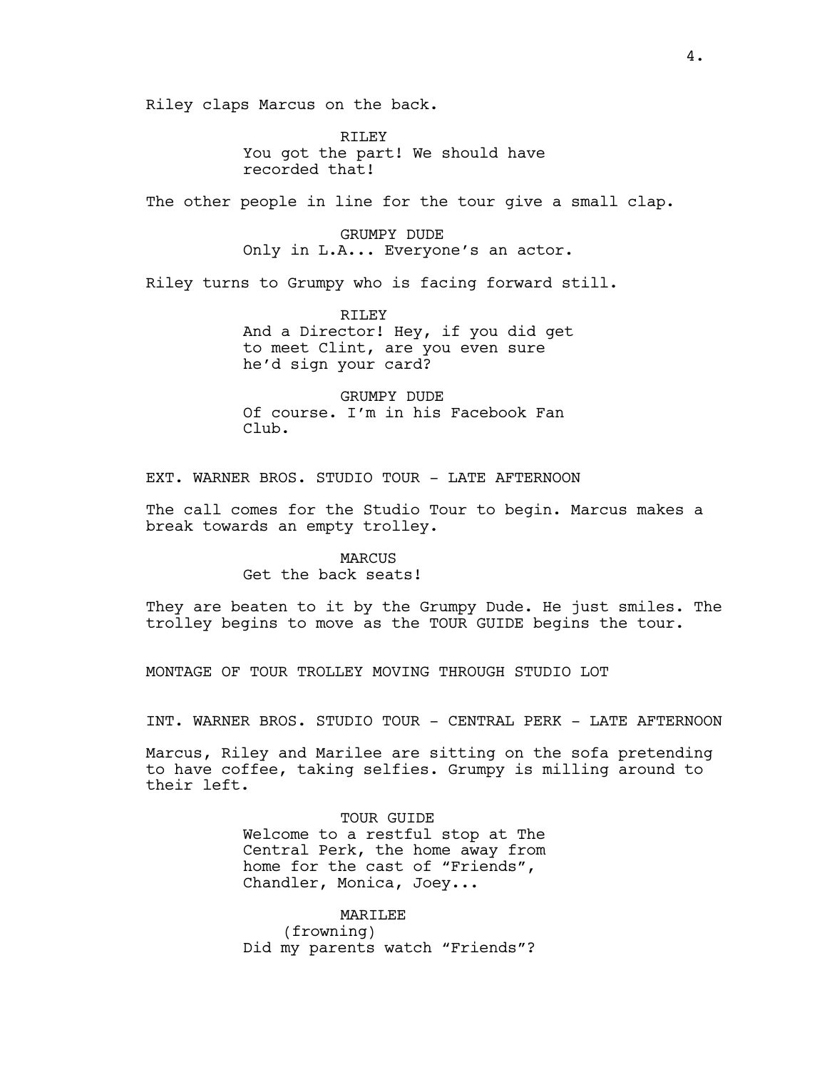Riley claps Marcus on the back.

RILEY
You got the part! We should have recorded that!

The other people in line for the tour give a small clap.

GRUMPY DUDE
Only in L.A... Everyone's an actor.

Riley turns to Grumpy who is facing forward still.

RILEY
And a Director! Hey, if you did get to meet Clint, are you even sure he'd sign your card?

GRUMPY DUDE
Of course. I'm in his Facebook Fan Club.

EXT. WARNER BROS. STUDIO TOUR - LATE AFTERNOON

The call comes for the Studio Tour to begin. Marcus makes a break towards an empty trolley.

MARCUS
Get the back seats!

They are beaten to it by the Grumpy Dude. He just smiles. The trolley begins to move as the TOUR GUIDE begins the tour.

MONTAGE OF TOUR TROLLEY MOVING THROUGH STUDIO LOT

INT. WARNER BROS. STUDIO TOUR - CENTRAL PERK - LATE AFTERNOON

Marcus, Riley and Marilee are sitting on the sofa pretending to have coffee, taking selfies. Grumpy is milling around to their left.

TOUR GUIDE
Welcome to a restful stop at The Central Perk, the home away from home for the cast of "Friends", Chandler, Monica, Joey...

MARILEE
(frowning)
Did my parents watch "Friends"?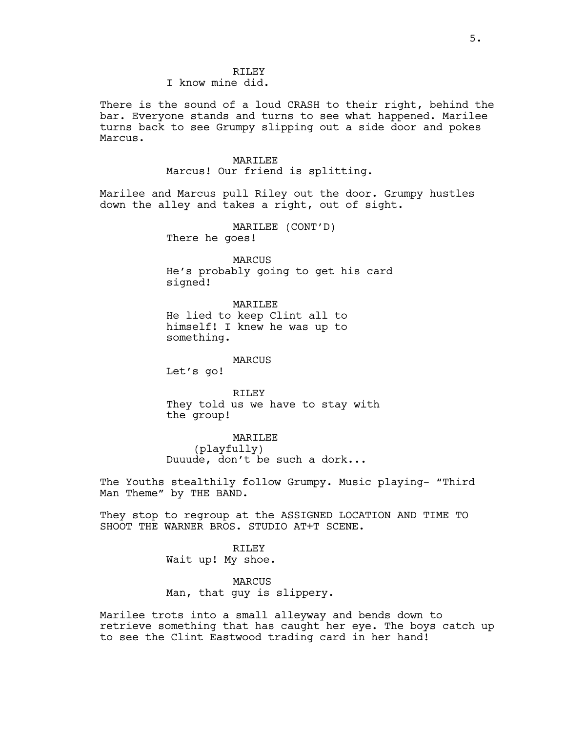RILEY
I know mine did.

There is the sound of a loud CRASH to their right, behind the bar. Everyone stands and turns to see what happened. Marilee turns back to see Grumpy slipping out a side door and pokes Marcus.

MARILEE
Marcus! Our friend is splitting.

Marilee and Marcus pull Riley out the door. Grumpy hustles down the alley and takes a right, out of sight.

MARILEE (CONT'D)
There he goes!

MARCUS
He's probably going to get his card signed!

MARILEE
He lied to keep Clint all to himself! I knew he was up to something.

MARCUS
Let's go!

RILEY
They told us we have to stay with the group!

MARILEE
(playfully)
Duuude, don't be such a dork...

The Youths stealthily follow Grumpy. Music playing- "Third Man Theme" by THE BAND.

They stop to regroup at the ASSIGNED LOCATION AND TIME TO SHOOT THE WARNER BROS. STUDIO AT+T SCENE.

RILEY
Wait up! My shoe.

MARCUS
Man, that guy is slippery.

Marilee trots into a small alleyway and bends down to retrieve something that has caught her eye. The boys catch up to see the Clint Eastwood trading card in her hand!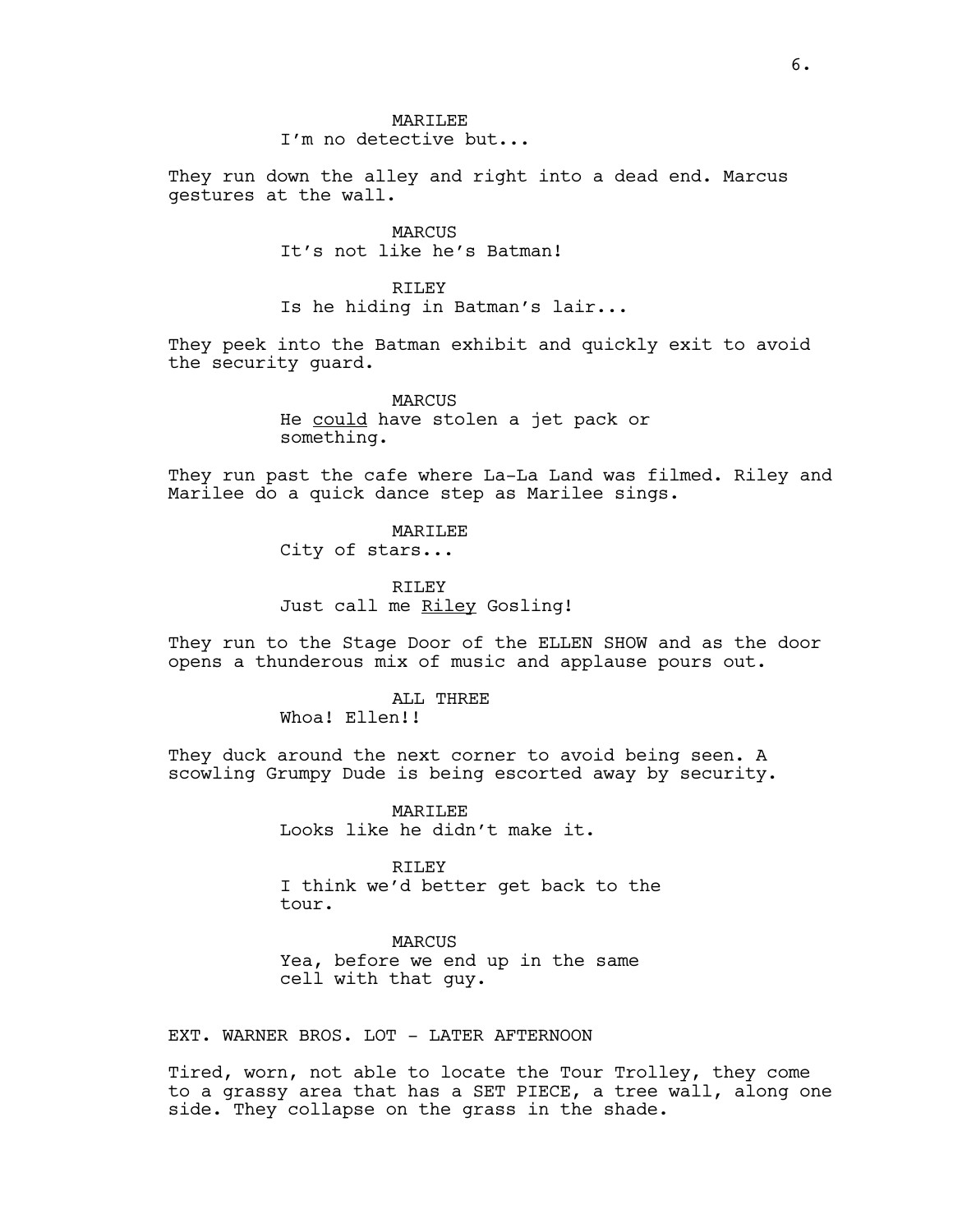MARILEE
I'm no detective but...

They run down the alley and right into a dead end. Marcus gestures at the wall.

MARCUS
It's not like he's Batman!

RILEY
Is he hiding in Batman's lair...

They peek into the Batman exhibit and quickly exit to avoid the security guard.

MARCUS
He <u>could</u> have stolen a jet pack or something.

They run past the cafe where La-La Land was filmed. Riley and Marilee do a quick dance step as Marilee sings.

MARILEE
City of stars...

RILEY
Just call me <u>Riley</u> Gosling!

They run to the Stage Door of the ELLEN SHOW and as the door opens a thunderous mix of music and applause pours out.

ALL THREE
Whoa! Ellen!!

They duck around the next corner to avoid being seen. A scowling Grumpy Dude is being escorted away by security.

MARILEE
Looks like he didn't make it.

RILEY
I think we'd better get back to the tour.

MARCUS
Yea, before we end up in the same cell with that guy.

EXT. WARNER BROS. LOT - LATER AFTERNOON

Tired, worn, not able to locate the Tour Trolley, they come to a grassy area that has a SET PIECE, a tree wall, along one side. They collapse on the grass in the shade.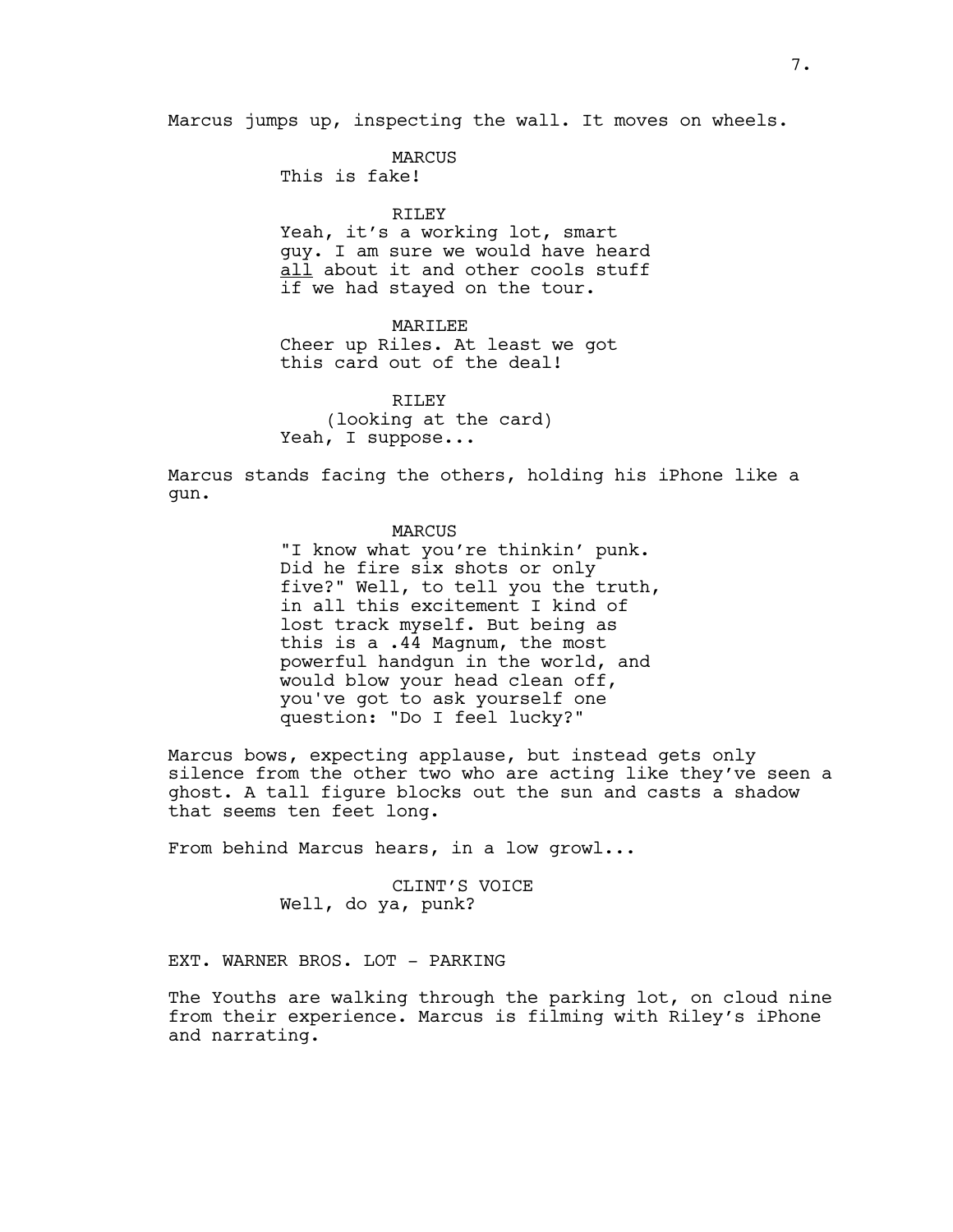Marcus jumps up, inspecting the wall. It moves on wheels.

MARCUS
This is fake!

RILEY
Yeah, it's a working lot, smart guy. I am sure we would have heard <u>all</u> about it and other cools stuff if we had stayed on the tour.

MARILEE
Cheer up Riles. At least we got this card out of the deal!

RILEY
(looking at the card)
Yeah, I suppose...

Marcus stands facing the others, holding his iPhone like a gun.

MARCUS
"I know what you're thinkin' punk. Did he fire six shots or only five?" Well, to tell you the truth, in all this excitement I kind of lost track myself. But being as this is a .44 Magnum, the most powerful handgun in the world, and would blow your head clean off, you've got to ask yourself one question: "Do I feel lucky?"

Marcus bows, expecting applause, but instead gets only silence from the other two who are acting like they've seen a ghost. A tall figure blocks out the sun and casts a shadow that seems ten feet long.

From behind Marcus hears, in a low growl...

CLINT'S VOICE
Well, do ya, punk?

EXT. WARNER BROS. LOT - PARKING

The Youths are walking through the parking lot, on cloud nine from their experience. Marcus is filming with Riley's iPhone and narrating.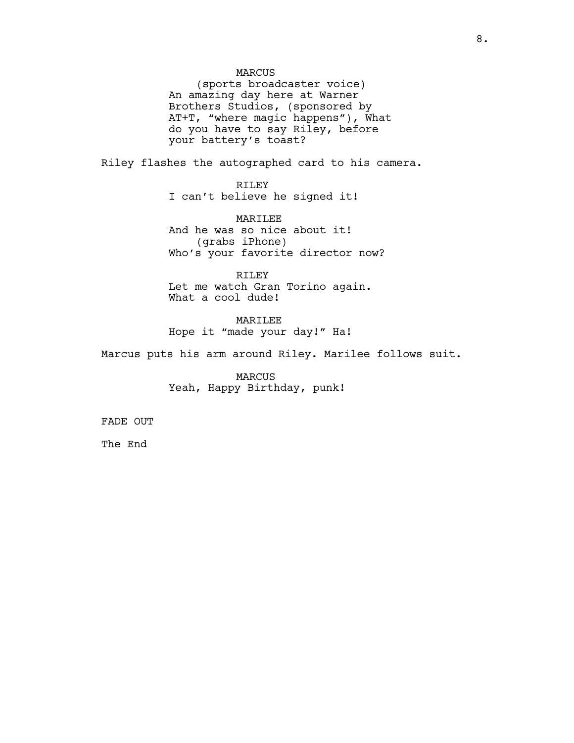MARCUS
(sports broadcaster voice)
An amazing day here at Warner Brothers Studios, (sponsored by AT+T, "where magic happens"), What do you have to say Riley, before your battery's toast?

Riley flashes the autographed card to his camera.

RILEY
I can't believe he signed it!

MARILEE
And he was so nice about it!
(grabs iPhone)
Who's your favorite director now?

RILEY
Let me watch Gran Torino again. What a cool dude!

MARILEE
Hope it "made your day!" Ha!

Marcus puts his arm around Riley. Marilee follows suit.

MARCUS
Yeah, Happy Birthday, punk!

FADE OUT

The End